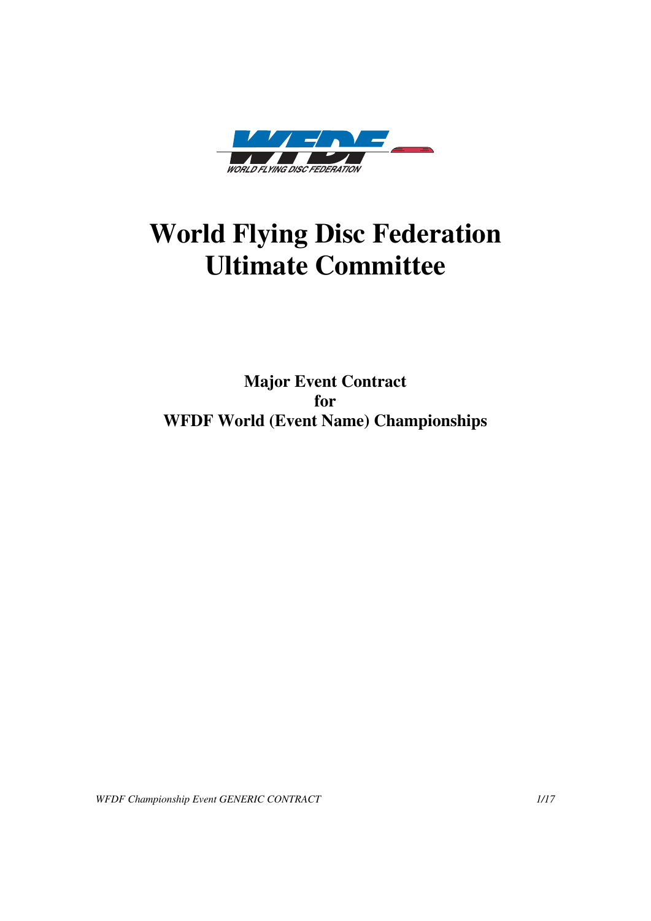# World Flying Disc Federation
# Ultimate Committee

**Major Event Contract**
**for**
**WFDF World (Event Name) Championships**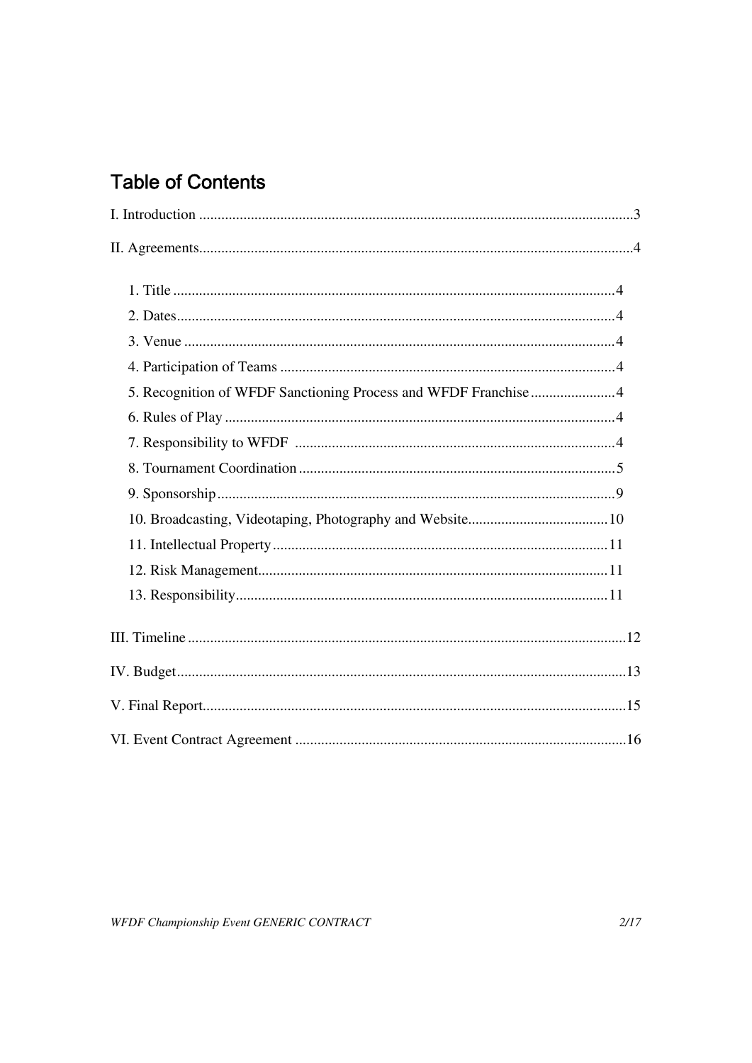## Table of Contents

I. Introduction ..................................................................................................................3

II. Agreements..................................................................................................................4

- 1. Title ........................................................................................................4
- 2. Dates.......................................................................................................4
- 3. Venue .....................................................................................................4
- 4. Participation of Teams ...........................................................................4
- 5. Recognition of WFDF Sanctioning Process and WFDF Franchise.......................4
- 6. Rules of Play ...........................................................................................4
- 7. Responsibility to WFDF .......................................................................4
- 8. Tournament Coordination .......................................................................5
- 9. Sponsorship.............................................................................................9
- 10. Broadcasting, Videotaping, Photography and Website.......................................10
- 11. Intellectual Property...........................................................................11
- 12. Risk Management...............................................................................11
- 13. Responsibility.....................................................................................11

III. Timeline .....................................................................................................................12

IV. Budget........................................................................................................................13

V. Final Report.................................................................................................................15

VI. Event Contract Agreement ........................................................................................16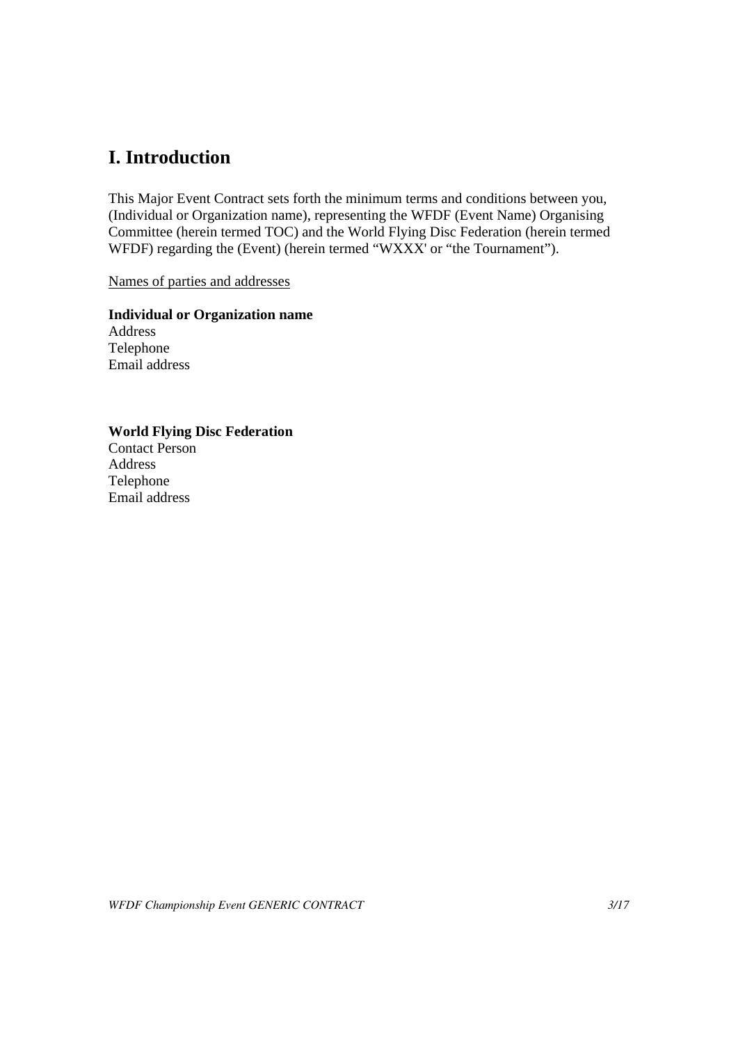# I. Introduction

This Major Event Contract sets forth the minimum terms and conditions between you, (Individual or Organization name), representing the WFDF (Event Name) Organising Committee (herein termed TOC) and the World Flying Disc Federation (herein termed WFDF) regarding the (Event) (herein termed "WXXX' or "the Tournament").

<u>Names of parties and addresses</u>

**Individual or Organization name**
Address
Telephone
Email address

**World Flying Disc Federation**
Contact Person
Address
Telephone
Email address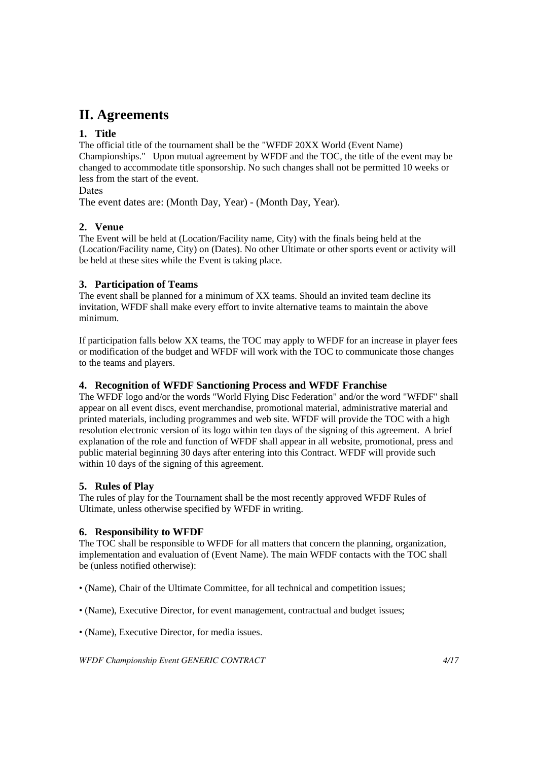## II. Agreements

### 1. Title

The official title of the tournament shall be the "WFDF 20XX World (Event Name) Championships." Upon mutual agreement by WFDF and the TOC, the title of the event may be changed to accommodate title sponsorship. No such changes shall not be permitted 10 weeks or less from the start of the event.

Dates

The event dates are: (Month Day, Year) - (Month Day, Year).

### 2. Venue

The Event will be held at (Location/Facility name, City) with the finals being held at the (Location/Facility name, City) on (Dates). No other Ultimate or other sports event or activity will be held at these sites while the Event is taking place.

### 3. Participation of Teams

The event shall be planned for a minimum of XX teams. Should an invited team decline its invitation, WFDF shall make every effort to invite alternative teams to maintain the above minimum.

If participation falls below XX teams, the TOC may apply to WFDF for an increase in player fees or modification of the budget and WFDF will work with the TOC to communicate those changes to the teams and players.

### 4. Recognition of WFDF Sanctioning Process and WFDF Franchise

The WFDF logo and/or the words "World Flying Disc Federation" and/or the word "WFDF" shall appear on all event discs, event merchandise, promotional material, administrative material and printed materials, including programmes and web site. WFDF will provide the TOC with a high resolution electronic version of its logo within ten days of the signing of this agreement. A brief explanation of the role and function of WFDF shall appear in all website, promotional, press and public material beginning 30 days after entering into this Contract. WFDF will provide such within 10 days of the signing of this agreement.

### 5. Rules of Play

The rules of play for the Tournament shall be the most recently approved WFDF Rules of Ultimate, unless otherwise specified by WFDF in writing.

### 6. Responsibility to WFDF

The TOC shall be responsible to WFDF for all matters that concern the planning, organization, implementation and evaluation of (Event Name). The main WFDF contacts with the TOC shall be (unless notified otherwise):

- (Name), Chair of the Ultimate Committee, for all technical and competition issues;
- (Name), Executive Director, for event management, contractual and budget issues;
- (Name), Executive Director, for media issues.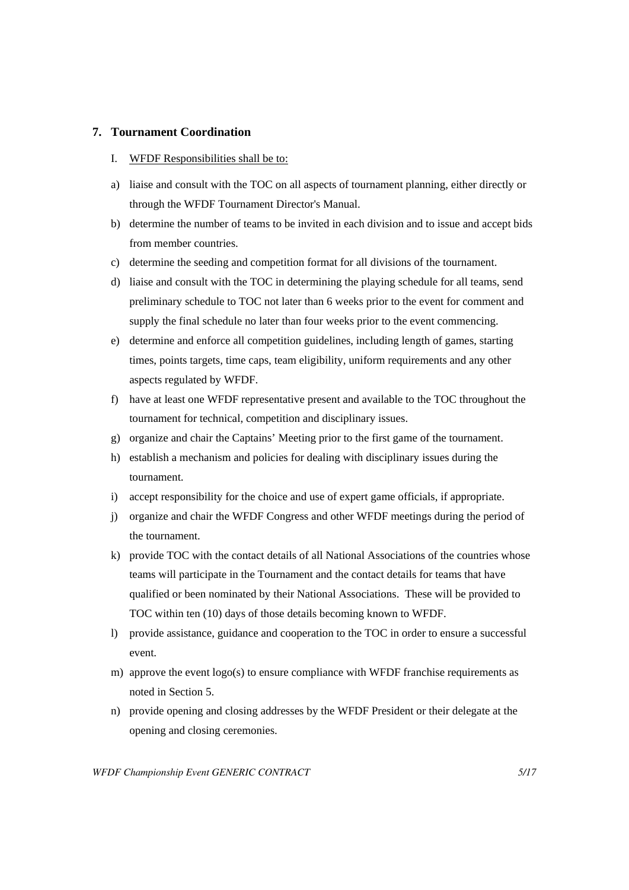## 7. Tournament Coordination

I. <u>WFDF Responsibilities shall be to:</u>

a) liaise and consult with the TOC on all aspects of tournament planning, either directly or through the WFDF Tournament Director's Manual.

b) determine the number of teams to be invited in each division and to issue and accept bids from member countries.

c) determine the seeding and competition format for all divisions of the tournament.

d) liaise and consult with the TOC in determining the playing schedule for all teams, send preliminary schedule to TOC not later than 6 weeks prior to the event for comment and supply the final schedule no later than four weeks prior to the event commencing.

e) determine and enforce all competition guidelines, including length of games, starting times, points targets, time caps, team eligibility, uniform requirements and any other aspects regulated by WFDF.

f) have at least one WFDF representative present and available to the TOC throughout the tournament for technical, competition and disciplinary issues.

g) organize and chair the Captains' Meeting prior to the first game of the tournament.

h) establish a mechanism and policies for dealing with disciplinary issues during the tournament.

i) accept responsibility for the choice and use of expert game officials, if appropriate.

j) organize and chair the WFDF Congress and other WFDF meetings during the period of the tournament.

k) provide TOC with the contact details of all National Associations of the countries whose teams will participate in the Tournament and the contact details for teams that have qualified or been nominated by their National Associations. These will be provided to TOC within ten (10) days of those details becoming known to WFDF.

l) provide assistance, guidance and cooperation to the TOC in order to ensure a successful event.

m) approve the event logo(s) to ensure compliance with WFDF franchise requirements as noted in Section 5.

n) provide opening and closing addresses by the WFDF President or their delegate at the opening and closing ceremonies.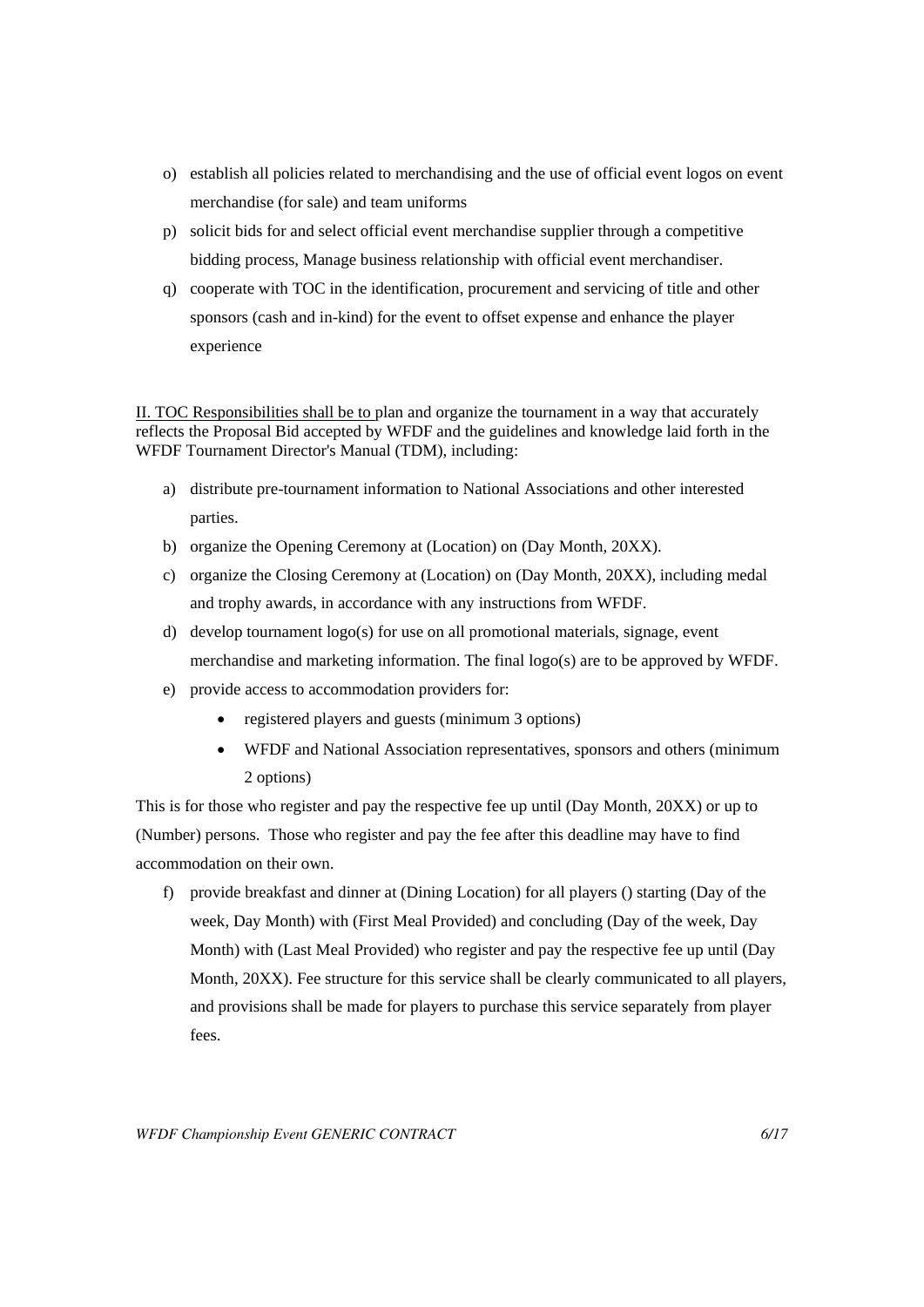o) establish all policies related to merchandising and the use of official event logos on event merchandise (for sale) and team uniforms

p) solicit bids for and select official event merchandise supplier through a competitive bidding process, Manage business relationship with official event merchandiser.

q) cooperate with TOC in the identification, procurement and servicing of title and other sponsors (cash and in-kind) for the event to offset expense and enhance the player experience

<u>II. TOC Responsibilities shall be to </u>plan and organize the tournament in a way that accurately reflects the Proposal Bid accepted by WFDF and the guidelines and knowledge laid forth in the WFDF Tournament Director's Manual (TDM), including:

a) distribute pre-tournament information to National Associations and other interested parties.

b) organize the Opening Ceremony at (Location) on (Day Month, 20XX).

c) organize the Closing Ceremony at (Location) on (Day Month, 20XX), including medal and trophy awards, in accordance with any instructions from WFDF.

d) develop tournament logo(s) for use on all promotional materials, signage, event merchandise and marketing information. The final logo(s) are to be approved by WFDF.

e) provide access to accommodation providers for:
   - registered players and guests (minimum 3 options)
   - WFDF and National Association representatives, sponsors and others (minimum 2 options)

This is for those who register and pay the respective fee up until (Day Month, 20XX) or up to (Number) persons. Those who register and pay the fee after this deadline may have to find accommodation on their own.

f) provide breakfast and dinner at (Dining Location) for all players () starting (Day of the week, Day Month) with (First Meal Provided) and concluding (Day of the week, Day Month) with (Last Meal Provided) who register and pay the respective fee up until (Day Month, 20XX). Fee structure for this service shall be clearly communicated to all players, and provisions shall be made for players to purchase this service separately from player fees.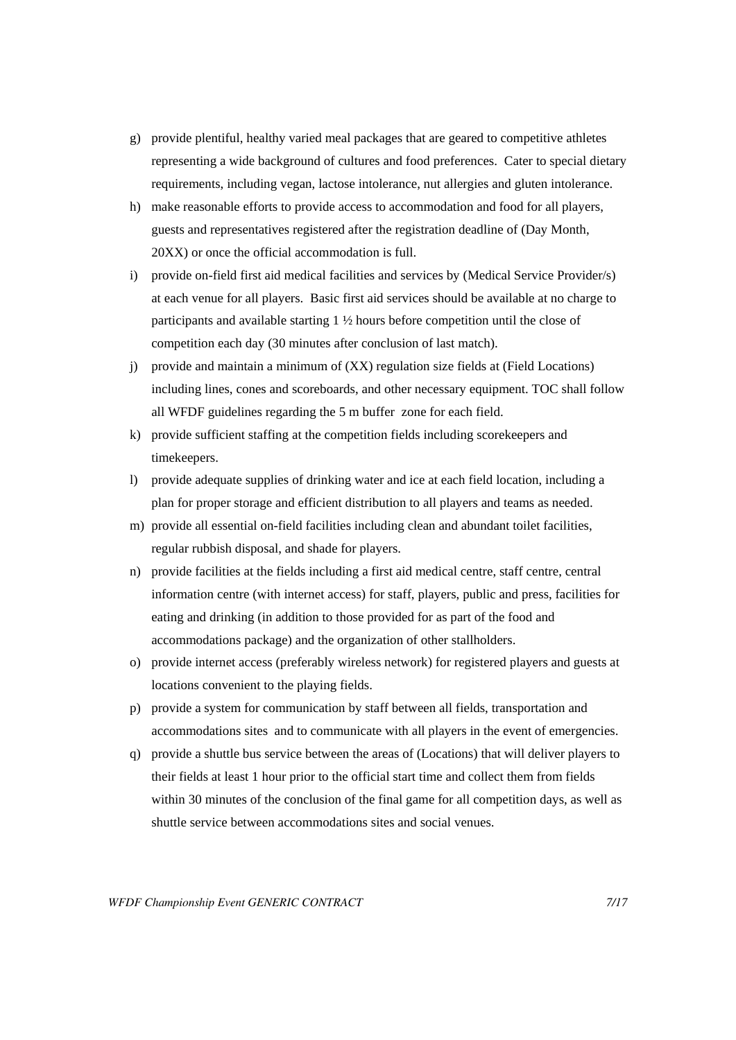g) provide plentiful, healthy varied meal packages that are geared to competitive athletes representing a wide background of cultures and food preferences. Cater to special dietary requirements, including vegan, lactose intolerance, nut allergies and gluten intolerance.

h) make reasonable efforts to provide access to accommodation and food for all players, guests and representatives registered after the registration deadline of (Day Month, 20XX) or once the official accommodation is full.

i) provide on-field first aid medical facilities and services by (Medical Service Provider/s) at each venue for all players. Basic first aid services should be available at no charge to participants and available starting 1 ½ hours before competition until the close of competition each day (30 minutes after conclusion of last match).

j) provide and maintain a minimum of (XX) regulation size fields at (Field Locations) including lines, cones and scoreboards, and other necessary equipment. TOC shall follow all WFDF guidelines regarding the 5 m buffer zone for each field.

k) provide sufficient staffing at the competition fields including scorekeepers and timekeepers.

l) provide adequate supplies of drinking water and ice at each field location, including a plan for proper storage and efficient distribution to all players and teams as needed.

m) provide all essential on-field facilities including clean and abundant toilet facilities, regular rubbish disposal, and shade for players.

n) provide facilities at the fields including a first aid medical centre, staff centre, central information centre (with internet access) for staff, players, public and press, facilities for eating and drinking (in addition to those provided for as part of the food and accommodations package) and the organization of other stallholders.

o) provide internet access (preferably wireless network) for registered players and guests at locations convenient to the playing fields.

p) provide a system for communication by staff between all fields, transportation and accommodations sites and to communicate with all players in the event of emergencies.

q) provide a shuttle bus service between the areas of (Locations) that will deliver players to their fields at least 1 hour prior to the official start time and collect them from fields within 30 minutes of the conclusion of the final game for all competition days, as well as shuttle service between accommodations sites and social venues.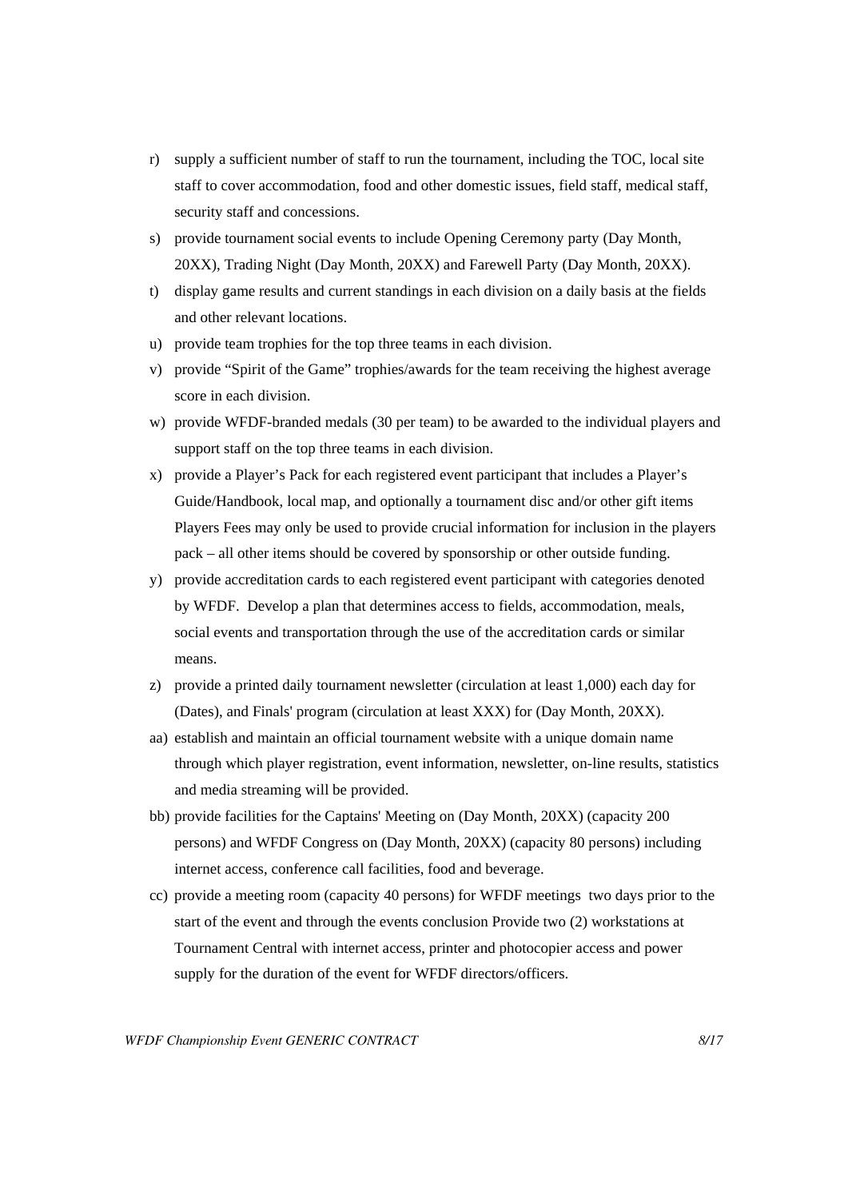r) supply a sufficient number of staff to run the tournament, including the TOC, local site staff to cover accommodation, food and other domestic issues, field staff, medical staff, security staff and concessions.

s) provide tournament social events to include Opening Ceremony party (Day Month, 20XX), Trading Night (Day Month, 20XX) and Farewell Party (Day Month, 20XX).

t) display game results and current standings in each division on a daily basis at the fields and other relevant locations.

u) provide team trophies for the top three teams in each division.

v) provide "Spirit of the Game" trophies/awards for the team receiving the highest average score in each division.

w) provide WFDF-branded medals (30 per team) to be awarded to the individual players and support staff on the top three teams in each division.

x) provide a Player's Pack for each registered event participant that includes a Player's Guide/Handbook, local map, and optionally a tournament disc and/or other gift items Players Fees may only be used to provide crucial information for inclusion in the players pack – all other items should be covered by sponsorship or other outside funding.

y) provide accreditation cards to each registered event participant with categories denoted by WFDF. Develop a plan that determines access to fields, accommodation, meals, social events and transportation through the use of the accreditation cards or similar means.

z) provide a printed daily tournament newsletter (circulation at least 1,000) each day for (Dates), and Finals' program (circulation at least XXX) for (Day Month, 20XX).

aa) establish and maintain an official tournament website with a unique domain name through which player registration, event information, newsletter, on-line results, statistics and media streaming will be provided.

bb) provide facilities for the Captains' Meeting on (Day Month, 20XX) (capacity 200 persons) and WFDF Congress on (Day Month, 20XX) (capacity 80 persons) including internet access, conference call facilities, food and beverage.

cc) provide a meeting room (capacity 40 persons) for WFDF meetings two days prior to the start of the event and through the events conclusion Provide two (2) workstations at Tournament Central with internet access, printer and photocopier access and power supply for the duration of the event for WFDF directors/officers.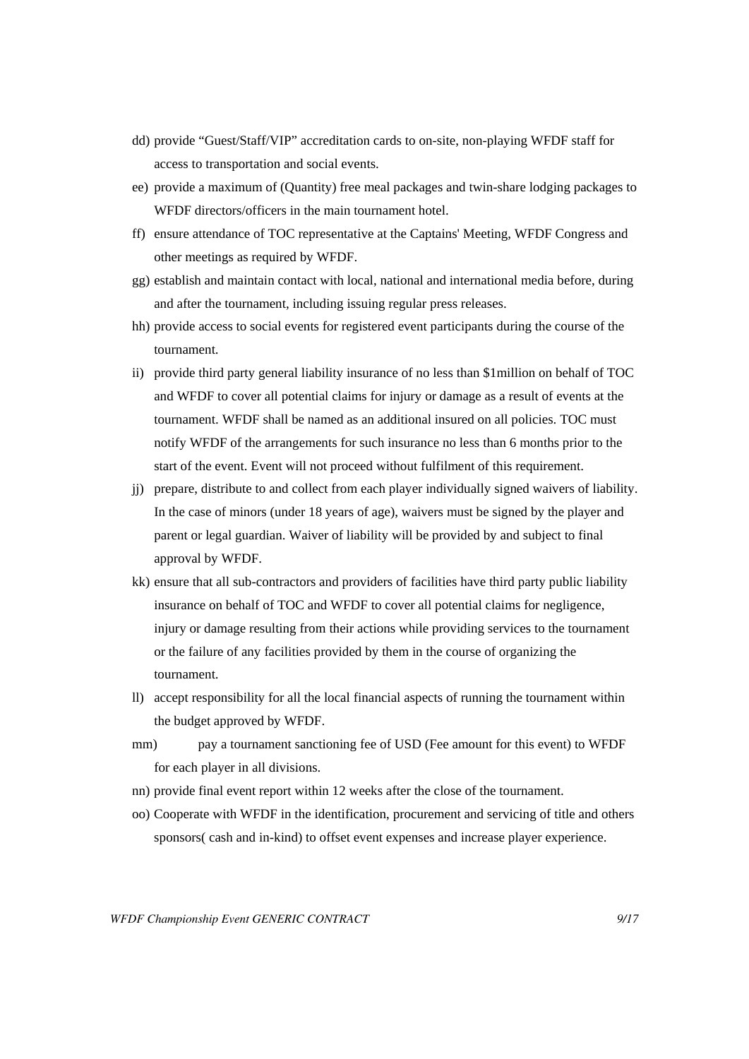dd) provide “Guest/Staff/VIP” accreditation cards to on-site, non-playing WFDF staff for access to transportation and social events.

ee) provide a maximum of (Quantity) free meal packages and twin-share lodging packages to WFDF directors/officers in the main tournament hotel.

ff) ensure attendance of TOC representative at the Captains' Meeting, WFDF Congress and other meetings as required by WFDF.

gg) establish and maintain contact with local, national and international media before, during and after the tournament, including issuing regular press releases.

hh) provide access to social events for registered event participants during the course of the tournament.

ii) provide third party general liability insurance of no less than $1million on behalf of TOC and WFDF to cover all potential claims for injury or damage as a result of events at the tournament. WFDF shall be named as an additional insured on all policies. TOC must notify WFDF of the arrangements for such insurance no less than 6 months prior to the start of the event. Event will not proceed without fulfilment of this requirement.

jj) prepare, distribute to and collect from each player individually signed waivers of liability. In the case of minors (under 18 years of age), waivers must be signed by the player and parent or legal guardian. Waiver of liability will be provided by and subject to final approval by WFDF.

kk) ensure that all sub-contractors and providers of facilities have third party public liability insurance on behalf of TOC and WFDF to cover all potential claims for negligence, injury or damage resulting from their actions while providing services to the tournament or the failure of any facilities provided by them in the course of organizing the tournament.

ll) accept responsibility for all the local financial aspects of running the tournament within the budget approved by WFDF.

mm) pay a tournament sanctioning fee of USD (Fee amount for this event) to WFDF for each player in all divisions.

nn) provide final event report within 12 weeks after the close of the tournament.

oo) Cooperate with WFDF in the identification, procurement and servicing of title and others sponsors( cash and in-kind) to offset event expenses and increase player experience.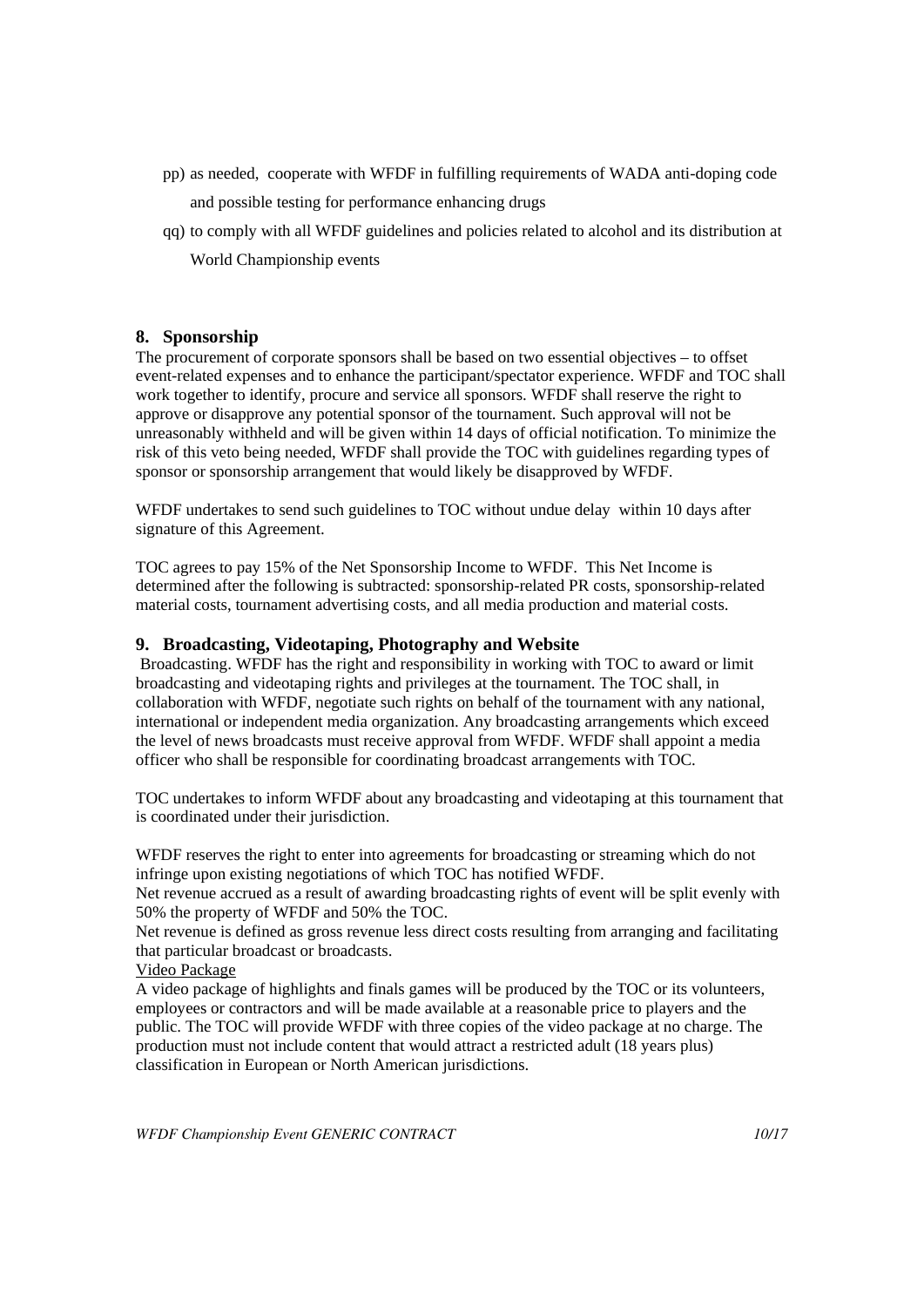pp) as needed, cooperate with WFDF in fulfilling requirements of WADA anti-doping code and possible testing for performance enhancing drugs

qq) to comply with all WFDF guidelines and policies related to alcohol and its distribution at World Championship events

## 8. Sponsorship

The procurement of corporate sponsors shall be based on two essential objectives – to offset event-related expenses and to enhance the participant/spectator experience. WFDF and TOC shall work together to identify, procure and service all sponsors. WFDF shall reserve the right to approve or disapprove any potential sponsor of the tournament. Such approval will not be unreasonably withheld and will be given within 14 days of official notification. To minimize the risk of this veto being needed, WFDF shall provide the TOC with guidelines regarding types of sponsor or sponsorship arrangement that would likely be disapproved by WFDF.

WFDF undertakes to send such guidelines to TOC without undue delay within 10 days after signature of this Agreement.

TOC agrees to pay 15% of the Net Sponsorship Income to WFDF. This Net Income is determined after the following is subtracted: sponsorship-related PR costs, sponsorship-related material costs, tournament advertising costs, and all media production and material costs.

## 9. Broadcasting, Videotaping, Photography and Website

Broadcasting. WFDF has the right and responsibility in working with TOC to award or limit broadcasting and videotaping rights and privileges at the tournament. The TOC shall, in collaboration with WFDF, negotiate such rights on behalf of the tournament with any national, international or independent media organization. Any broadcasting arrangements which exceed the level of news broadcasts must receive approval from WFDF. WFDF shall appoint a media officer who shall be responsible for coordinating broadcast arrangements with TOC.

TOC undertakes to inform WFDF about any broadcasting and videotaping at this tournament that is coordinated under their jurisdiction.

WFDF reserves the right to enter into agreements for broadcasting or streaming which do not infringe upon existing negotiations of which TOC has notified WFDF.
Net revenue accrued as a result of awarding broadcasting rights of event will be split evenly with 50% the property of WFDF and 50% the TOC.
Net revenue is defined as gross revenue less direct costs resulting from arranging and facilitating that particular broadcast or broadcasts.

Video Package

A video package of highlights and finals games will be produced by the TOC or its volunteers, employees or contractors and will be made available at a reasonable price to players and the public. The TOC will provide WFDF with three copies of the video package at no charge. The production must not include content that would attract a restricted adult (18 years plus) classification in European or North American jurisdictions.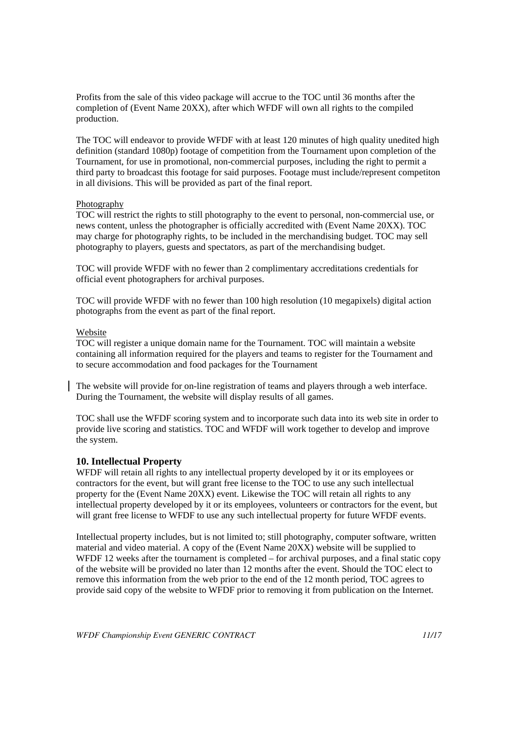Profits from the sale of this video package will accrue to the TOC until 36 months after the completion of (Event Name 20XX), after which WFDF will own all rights to the compiled production.

The TOC will endeavor to provide WFDF with at least 120 minutes of high quality unedited high definition (standard 1080p) footage of competition from the Tournament upon completion of the Tournament, for use in promotional, non-commercial purposes, including the right to permit a third party to broadcast this footage for said purposes. Footage must include/represent competiton in all divisions. This will be provided as part of the final report.

Photography

TOC will restrict the rights to still photography to the event to personal, non-commercial use, or news content, unless the photographer is officially accredited with (Event Name 20XX). TOC may charge for photography rights, to be included in the merchandising budget. TOC may sell photography to players, guests and spectators, as part of the merchandising budget.

TOC will provide WFDF with no fewer than 2 complimentary accreditations credentials for official event photographers for archival purposes.

TOC will provide WFDF with no fewer than 100 high resolution (10 megapixels) digital action photographs from the event as part of the final report.

Website

TOC will register a unique domain name for the Tournament. TOC will maintain a website containing all information required for the players and teams to register for the Tournament and to secure accommodation and food packages for the Tournament

The website will provide for on-line registration of teams and players through a web interface. During the Tournament, the website will display results of all games.

TOC shall use the WFDF scoring system and to incorporate such data into its web site in order to provide live scoring and statistics. TOC and WFDF will work together to develop and improve the system.

## 10. Intellectual Property

WFDF will retain all rights to any intellectual property developed by it or its employees or contractors for the event, but will grant free license to the TOC to use any such intellectual property for the (Event Name 20XX) event. Likewise the TOC will retain all rights to any intellectual property developed by it or its employees, volunteers or contractors for the event, but will grant free license to WFDF to use any such intellectual property for future WFDF events.

Intellectual property includes, but is not limited to; still photography, computer software, written material and video material. A copy of the (Event Name 20XX) website will be supplied to WFDF 12 weeks after the tournament is completed – for archival purposes, and a final static copy of the website will be provided no later than 12 months after the event. Should the TOC elect to remove this information from the web prior to the end of the 12 month period, TOC agrees to provide said copy of the website to WFDF prior to removing it from publication on the Internet.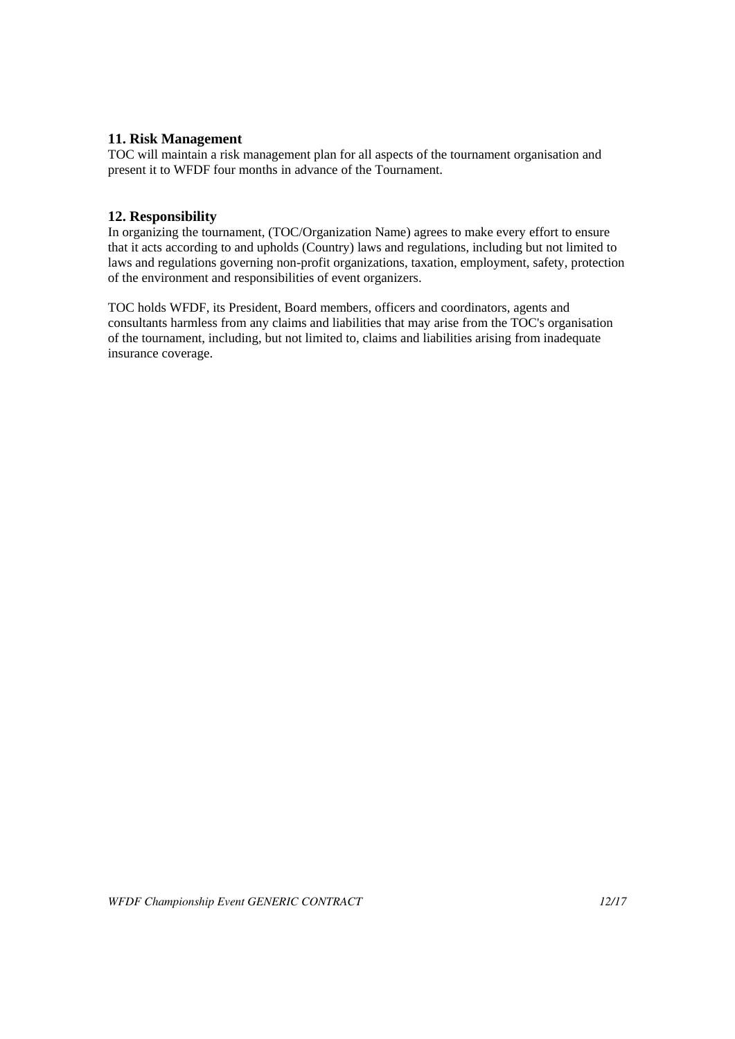## 11. Risk Management

TOC will maintain a risk management plan for all aspects of the tournament organisation and present it to WFDF four months in advance of the Tournament.

## 12. Responsibility

In organizing the tournament, (TOC/Organization Name) agrees to make every effort to ensure that it acts according to and upholds (Country) laws and regulations, including but not limited to laws and regulations governing non-profit organizations, taxation, employment, safety, protection of the environment and responsibilities of event organizers.

TOC holds WFDF, its President, Board members, officers and coordinators, agents and consultants harmless from any claims and liabilities that may arise from the TOC's organisation of the tournament, including, but not limited to, claims and liabilities arising from inadequate insurance coverage.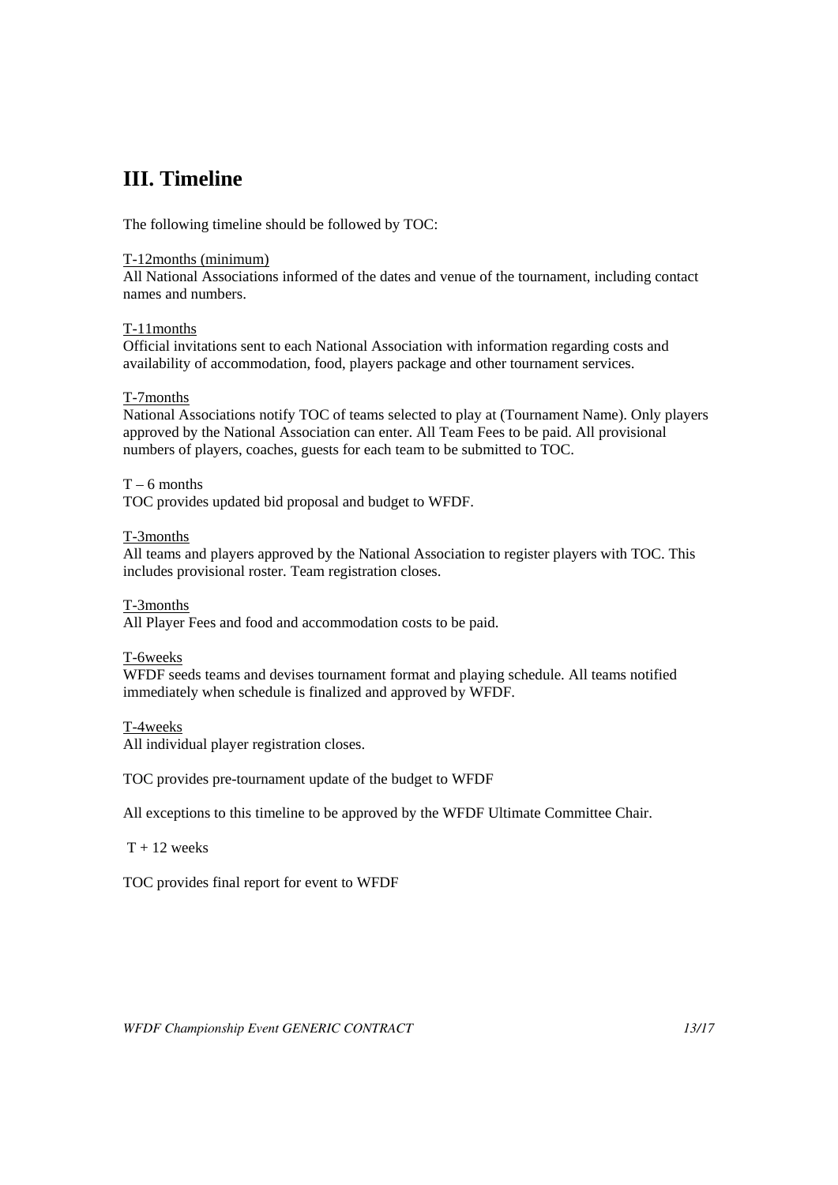## III. Timeline

The following timeline should be followed by TOC:

T-12months (minimum)
All National Associations informed of the dates and venue of the tournament, including contact names and numbers.

T-11months
Official invitations sent to each National Association with information regarding costs and availability of accommodation, food, players package and other tournament services.

T-7months
National Associations notify TOC of teams selected to play at (Tournament Name). Only players approved by the National Association can enter. All Team Fees to be paid. All provisional numbers of players, coaches, guests for each team to be submitted to TOC.

T – 6 months
TOC provides updated bid proposal and budget to WFDF.

T-3months
All teams and players approved by the National Association to register players with TOC. This includes provisional roster. Team registration closes.

T-3months
All Player Fees and food and accommodation costs to be paid.

T-6weeks
WFDF seeds teams and devises tournament format and playing schedule. All teams notified immediately when schedule is finalized and approved by WFDF.

T-4weeks
All individual player registration closes.

TOC provides pre-tournament update of the budget to WFDF

All exceptions to this timeline to be approved by the WFDF Ultimate Committee Chair.

T + 12 weeks

TOC provides final report for event to WFDF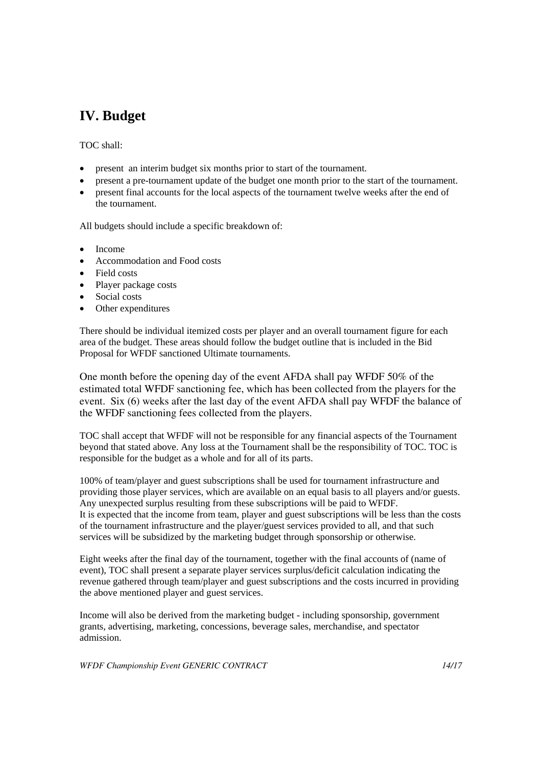## IV. Budget

TOC shall:

- present an interim budget six months prior to start of the tournament.
- present a pre-tournament update of the budget one month prior to the start of the tournament.
- present final accounts for the local aspects of the tournament twelve weeks after the end of the tournament.

All budgets should include a specific breakdown of:

- Income
- Accommodation and Food costs
- Field costs
- Player package costs
- Social costs
- Other expenditures

There should be individual itemized costs per player and an overall tournament figure for each area of the budget. These areas should follow the budget outline that is included in the Bid Proposal for WFDF sanctioned Ultimate tournaments.

One month before the opening day of the event AFDA shall pay WFDF 50% of the estimated total WFDF sanctioning fee, which has been collected from the players for the event. Six (6) weeks after the last day of the event AFDA shall pay WFDF the balance of the WFDF sanctioning fees collected from the players.

TOC shall accept that WFDF will not be responsible for any financial aspects of the Tournament beyond that stated above. Any loss at the Tournament shall be the responsibility of TOC. TOC is responsible for the budget as a whole and for all of its parts.

100% of team/player and guest subscriptions shall be used for tournament infrastructure and providing those player services, which are available on an equal basis to all players and/or guests. Any unexpected surplus resulting from these subscriptions will be paid to WFDF.
It is expected that the income from team, player and guest subscriptions will be less than the costs of the tournament infrastructure and the player/guest services provided to all, and that such services will be subsidized by the marketing budget through sponsorship or otherwise.

Eight weeks after the final day of the tournament, together with the final accounts of (name of event), TOC shall present a separate player services surplus/deficit calculation indicating the revenue gathered through team/player and guest subscriptions and the costs incurred in providing the above mentioned player and guest services.

Income will also be derived from the marketing budget - including sponsorship, government grants, advertising, marketing, concessions, beverage sales, merchandise, and spectator admission.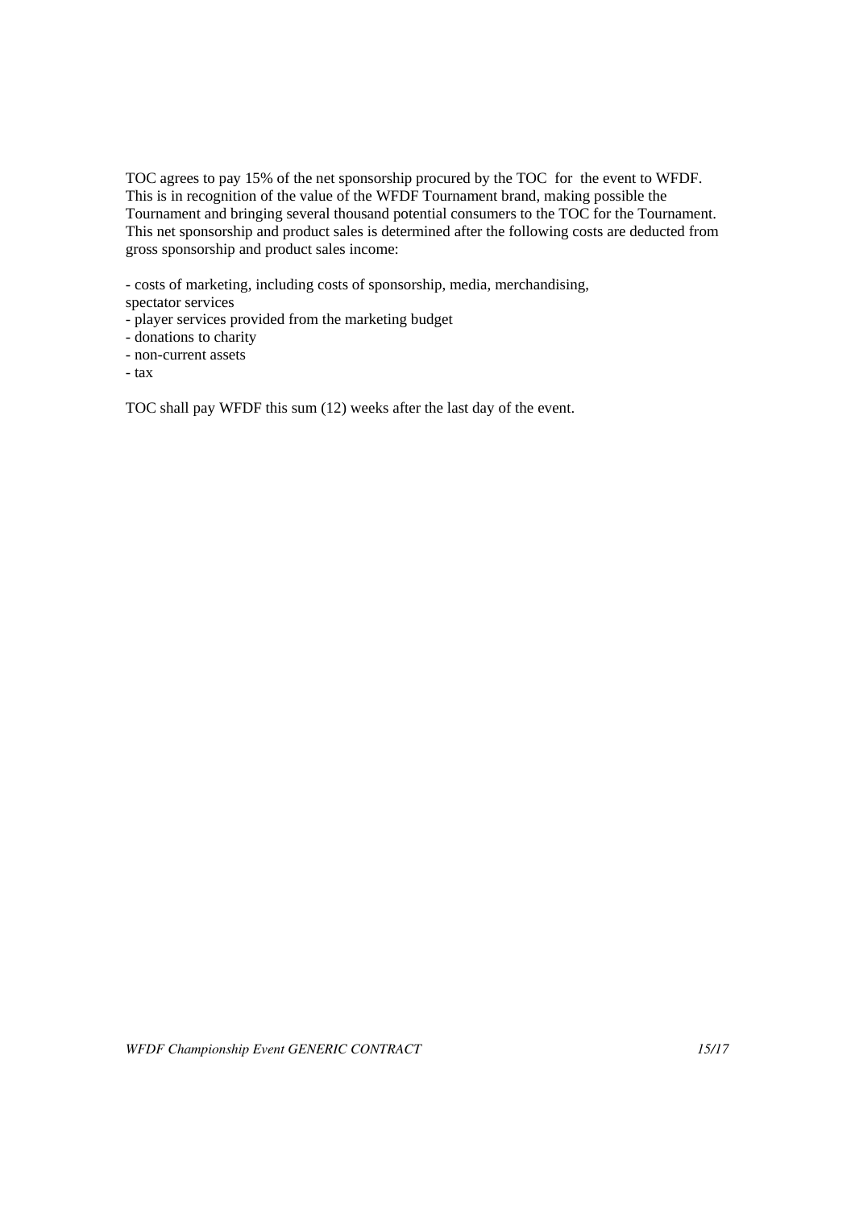TOC agrees to pay 15% of the net sponsorship procured by the TOC for the event to WFDF. This is in recognition of the value of the WFDF Tournament brand, making possible the Tournament and bringing several thousand potential consumers to the TOC for the Tournament. This net sponsorship and product sales is determined after the following costs are deducted from gross sponsorship and product sales income:

- costs of marketing, including costs of sponsorship, media, merchandising, spectator services
- player services provided from the marketing budget
- donations to charity
- non-current assets
- tax

TOC shall pay WFDF this sum (12) weeks after the last day of the event.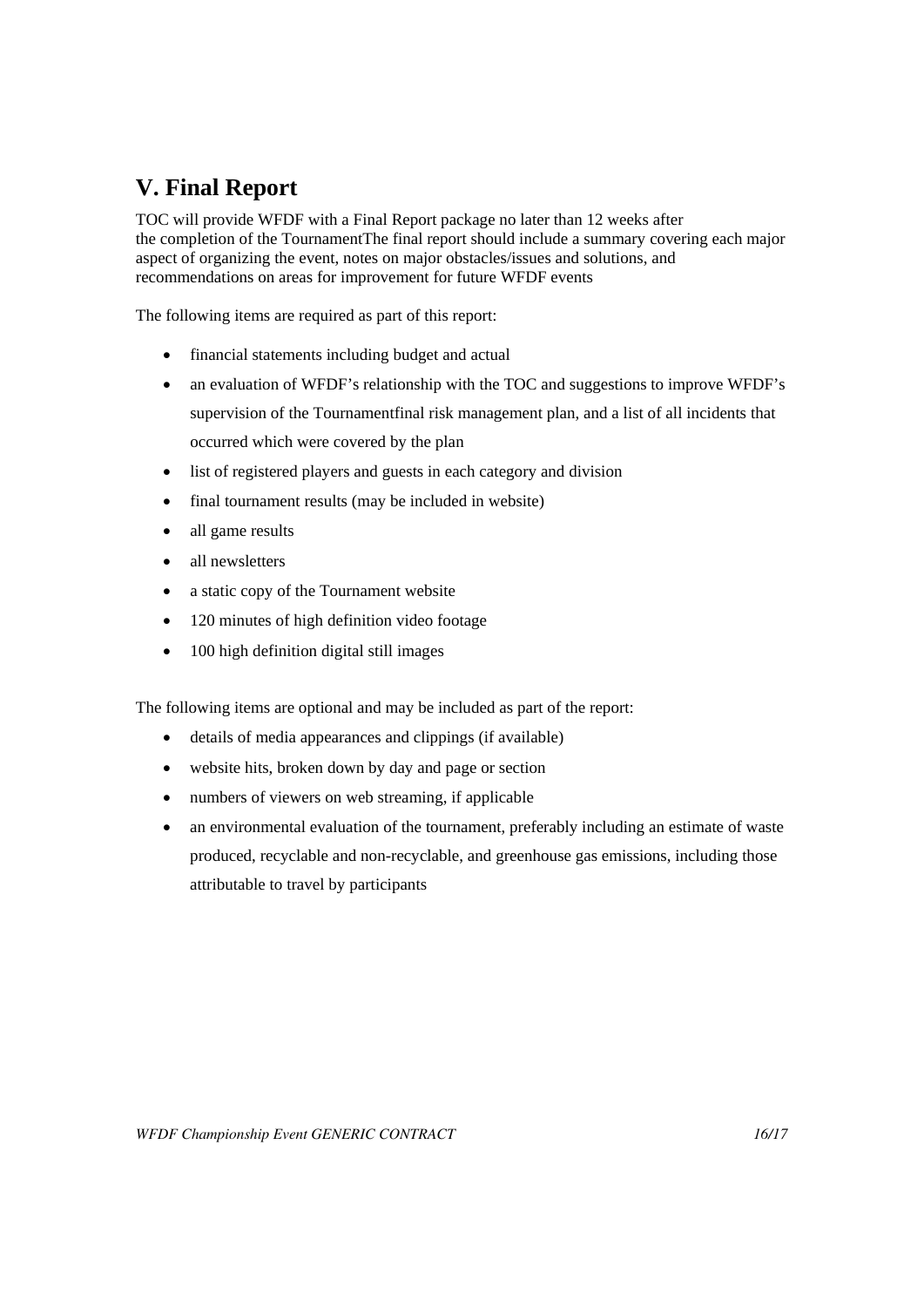## V. Final Report

TOC will provide WFDF with a Final Report package no later than 12 weeks after the completion of the TournamentThe final report should include a summary covering each major aspect of organizing the event, notes on major obstacles/issues and solutions, and recommendations on areas for improvement for future WFDF events

The following items are required as part of this report:

- financial statements including budget and actual
- an evaluation of WFDF's relationship with the TOC and suggestions to improve WFDF's supervision of the Tournamentfinal risk management plan, and a list of all incidents that occurred which were covered by the plan
- list of registered players and guests in each category and division
- final tournament results (may be included in website)
- all game results
- all newsletters
- a static copy of the Tournament website
- 120 minutes of high definition video footage
- 100 high definition digital still images

The following items are optional and may be included as part of the report:

- details of media appearances and clippings (if available)
- website hits, broken down by day and page or section
- numbers of viewers on web streaming, if applicable
- an environmental evaluation of the tournament, preferably including an estimate of waste produced, recyclable and non-recyclable, and greenhouse gas emissions, including those attributable to travel by participants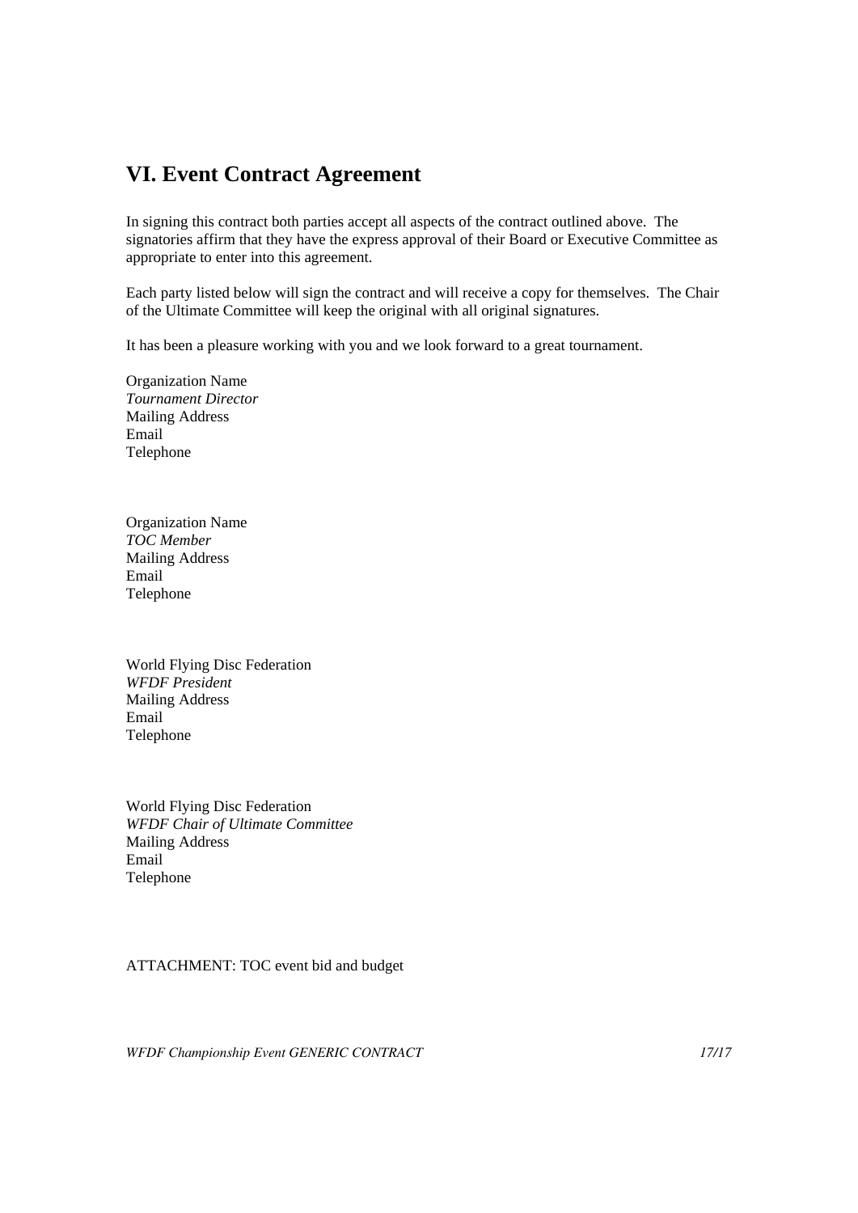## VI. Event Contract Agreement

In signing this contract both parties accept all aspects of the contract outlined above. The signatories affirm that they have the express approval of their Board or Executive Committee as appropriate to enter into this agreement.

Each party listed below will sign the contract and will receive a copy for themselves. The Chair of the Ultimate Committee will keep the original with all original signatures.

It has been a pleasure working with you and we look forward to a great tournament.

Organization Name  
*Tournament Director*  
Mailing Address  
Email  
Telephone

Organization Name  
*TOC Member*  
Mailing Address  
Email  
Telephone

World Flying Disc Federation  
*WFDF President*  
Mailing Address  
Email  
Telephone

World Flying Disc Federation  
*WFDF Chair of Ultimate Committee*  
Mailing Address  
Email  
Telephone

ATTACHMENT: TOC event bid and budget